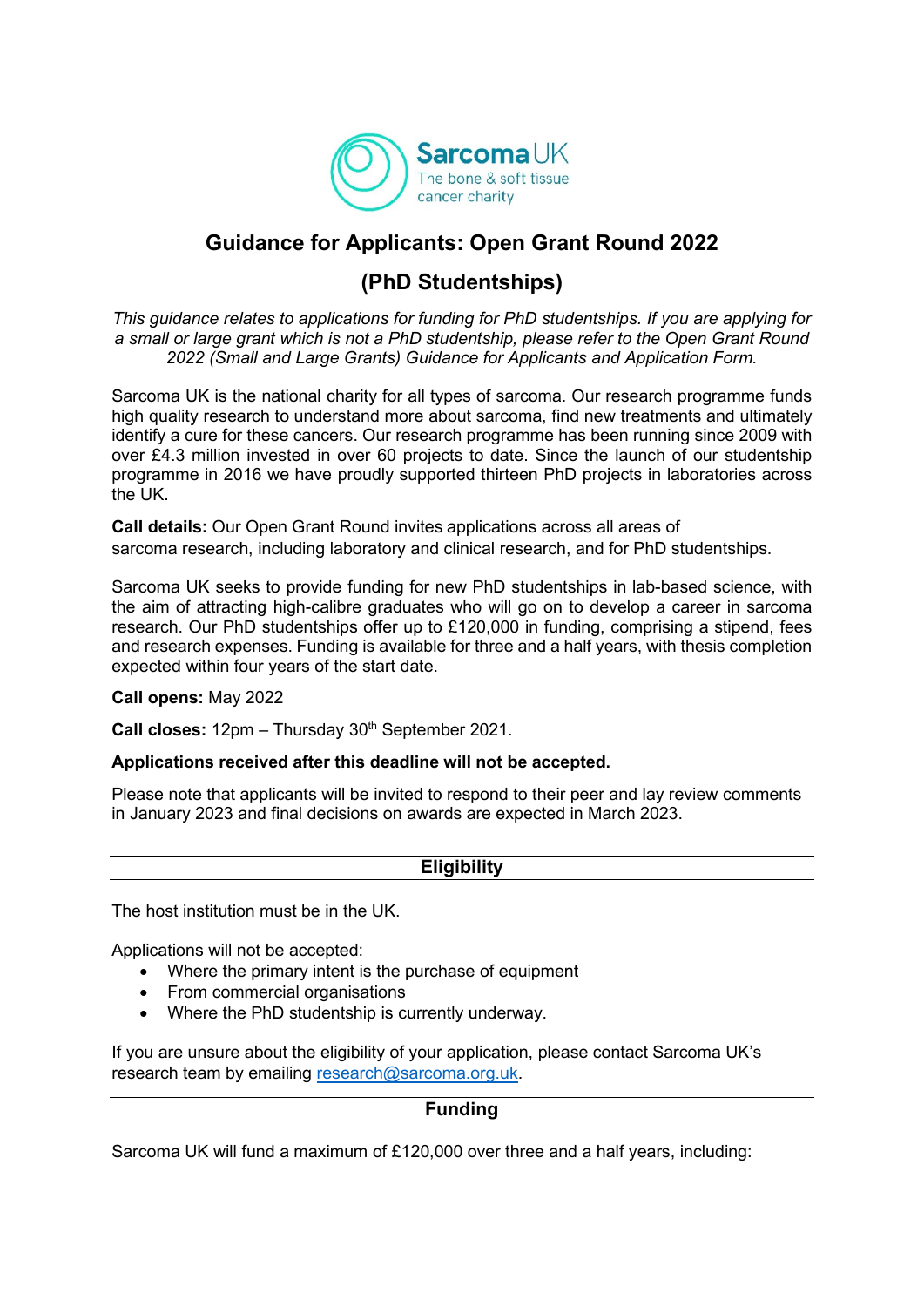Sarcoma UK
The bone & soft tissue cancer charity

# Guidance for Applicants: Open Grant Round 2022

# (PhD Studentships)

*This guidance relates to applications for funding for PhD studentships. If you are applying for a small or large grant which is not a PhD studentship, please refer to the Open Grant Round 2022 (Small and Large Grants) Guidance for Applicants and Application Form.*

Sarcoma UK is the national charity for all types of sarcoma. Our research programme funds high quality research to understand more about sarcoma, find new treatments and ultimately identify a cure for these cancers. Our research programme has been running since 2009 with over £4.3 million invested in over 60 projects to date. Since the launch of our studentship programme in 2016 we have proudly supported thirteen PhD projects in laboratories across the UK.

**Call details:** Our Open Grant Round invites applications across all areas of sarcoma research, including laboratory and clinical research, and for PhD studentships.

Sarcoma UK seeks to provide funding for new PhD studentships in lab-based science, with the aim of attracting high-calibre graduates who will go on to develop a career in sarcoma research. Our PhD studentships offer up to £120,000 in funding, comprising a stipend, fees and research expenses. Funding is available for three and a half years, with thesis completion expected within four years of the start date.

**Call opens:** May 2022

**Call closes:** 12pm – Thursday 30th September 2021.

**Applications received after this deadline will not be accepted.**

Please note that applicants will be invited to respond to their peer and lay review comments in January 2023 and final decisions on awards are expected in March 2023.

## Eligibility

The host institution must be in the UK.

Applications will not be accepted:

- Where the primary intent is the purchase of equipment
- From commercial organisations
- Where the PhD studentship is currently underway.

If you are unsure about the eligibility of your application, please contact Sarcoma UK's research team by emailing research@sarcoma.org.uk.

## Funding

Sarcoma UK will fund a maximum of £120,000 over three and a half years, including: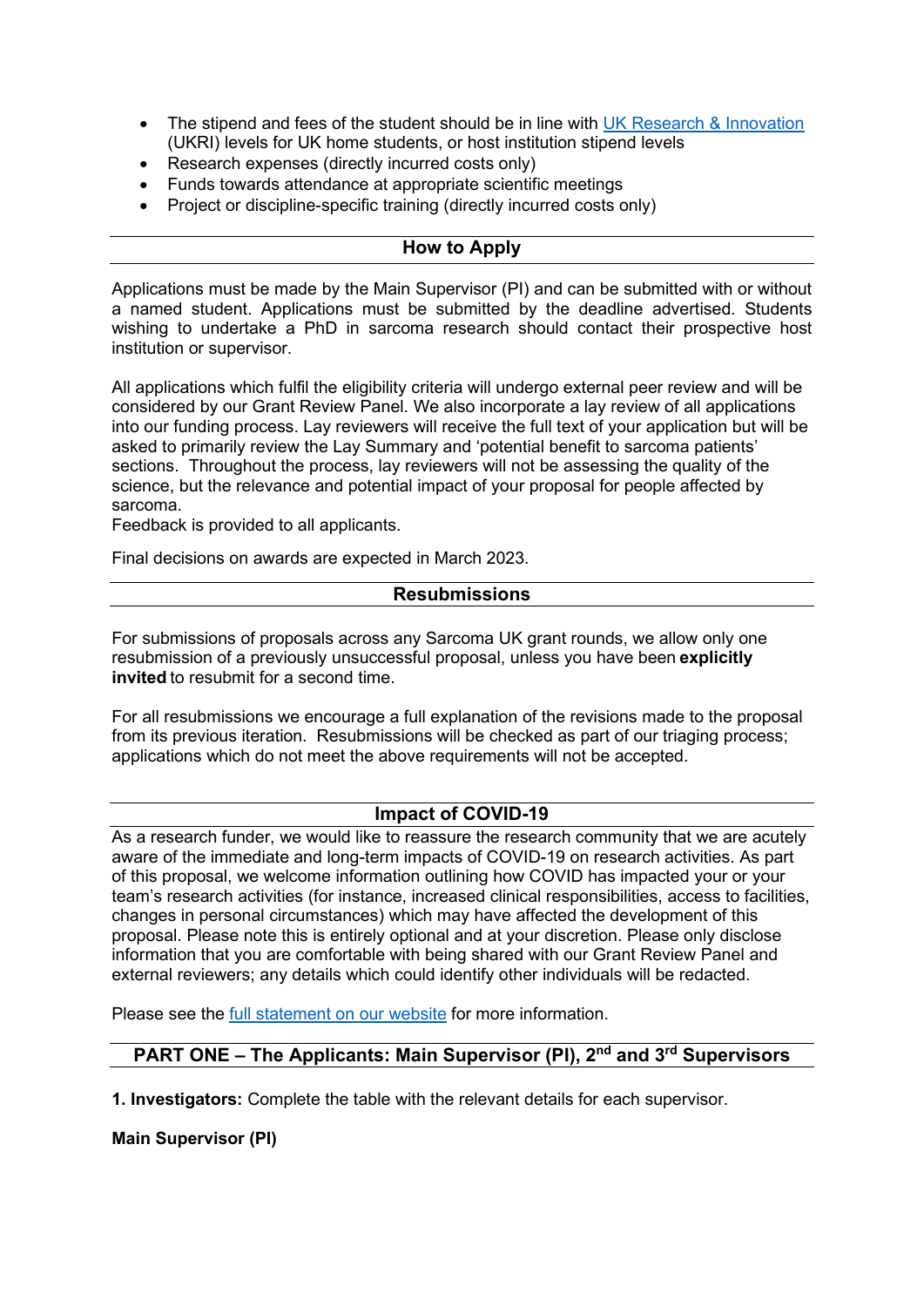- The stipend and fees of the student should be in line with [UK Research & Innovation](#) (UKRI) levels for UK home students, or host institution stipend levels
- Research expenses (directly incurred costs only)
- Funds towards attendance at appropriate scientific meetings
- Project or discipline-specific training (directly incurred costs only)

## How to Apply

Applications must be made by the Main Supervisor (PI) and can be submitted with or without a named student. Applications must be submitted by the deadline advertised. Students wishing to undertake a PhD in sarcoma research should contact their prospective host institution or supervisor.

All applications which fulfil the eligibility criteria will undergo external peer review and will be considered by our Grant Review Panel. We also incorporate a lay review of all applications into our funding process. Lay reviewers will receive the full text of your application but will be asked to primarily review the Lay Summary and 'potential benefit to sarcoma patients' sections. Throughout the process, lay reviewers will not be assessing the quality of the science, but the relevance and potential impact of your proposal for people affected by sarcoma.
Feedback is provided to all applicants.

Final decisions on awards are expected in March 2023.

## Resubmissions

For submissions of proposals across any Sarcoma UK grant rounds, we allow only one resubmission of a previously unsuccessful proposal, unless you have been **explicitly invited** to resubmit for a second time.

For all resubmissions we encourage a full explanation of the revisions made to the proposal from its previous iteration. Resubmissions will be checked as part of our triaging process; applications which do not meet the above requirements will not be accepted.

## Impact of COVID-19

As a research funder, we would like to reassure the research community that we are acutely aware of the immediate and long-term impacts of COVID-19 on research activities. As part of this proposal, we welcome information outlining how COVID has impacted your or your team's research activities (for instance, increased clinical responsibilities, access to facilities, changes in personal circumstances) which may have affected the development of this proposal. Please note this is entirely optional and at your discretion. Please only disclose information that you are comfortable with being shared with our Grant Review Panel and external reviewers; any details which could identify other individuals will be redacted.

Please see the [full statement on our website](#) for more information.

## PART ONE – The Applicants: Main Supervisor (PI), 2nd and 3rd Supervisors

**1. Investigators:** Complete the table with the relevant details for each supervisor.

**Main Supervisor (PI)**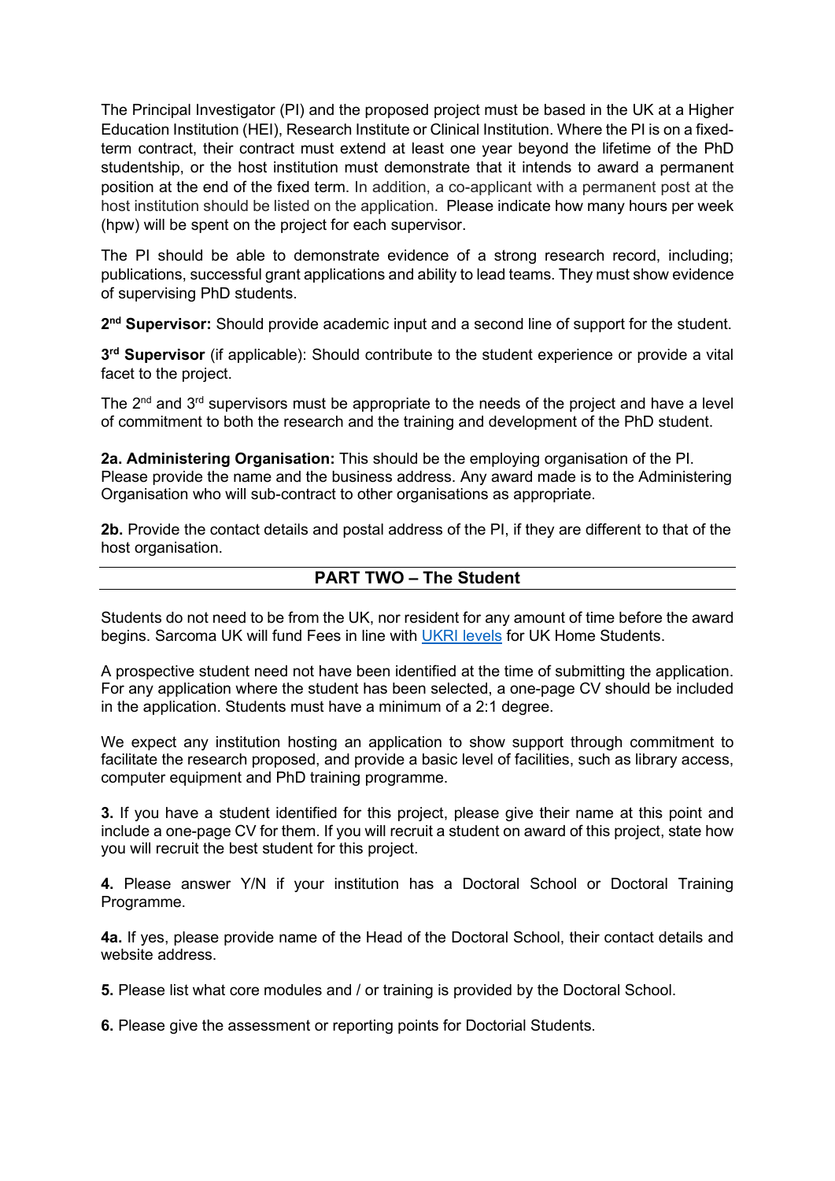The Principal Investigator (PI) and the proposed project must be based in the UK at a Higher Education Institution (HEI), Research Institute or Clinical Institution. Where the PI is on a fixed-term contract, their contract must extend at least one year beyond the lifetime of the PhD studentship, or the host institution must demonstrate that it intends to award a permanent position at the end of the fixed term. In addition, a co-applicant with a permanent post at the host institution should be listed on the application. Please indicate how many hours per week (hpw) will be spent on the project for each supervisor.

The PI should be able to demonstrate evidence of a strong research record, including; publications, successful grant applications and ability to lead teams. They must show evidence of supervising PhD students.

**2nd Supervisor:** Should provide academic input and a second line of support for the student.

**3rd Supervisor** (if applicable): Should contribute to the student experience or provide a vital facet to the project.

The 2nd and 3rd supervisors must be appropriate to the needs of the project and have a level of commitment to both the research and the training and development of the PhD student.

**2a. Administering Organisation:** This should be the employing organisation of the PI. Please provide the name and the business address. Any award made is to the Administering Organisation who will sub-contract to other organisations as appropriate.

**2b.** Provide the contact details and postal address of the PI, if they are different to that of the host organisation.

## PART TWO – The Student

Students do not need to be from the UK, nor resident for any amount of time before the award begins. Sarcoma UK will fund Fees in line with UKRI levels for UK Home Students.

A prospective student need not have been identified at the time of submitting the application. For any application where the student has been selected, a one-page CV should be included in the application. Students must have a minimum of a 2:1 degree.

We expect any institution hosting an application to show support through commitment to facilitate the research proposed, and provide a basic level of facilities, such as library access, computer equipment and PhD training programme.

**3.** If you have a student identified for this project, please give their name at this point and include a one-page CV for them. If you will recruit a student on award of this project, state how you will recruit the best student for this project.

**4.** Please answer Y/N if your institution has a Doctoral School or Doctoral Training Programme.

**4a.** If yes, please provide name of the Head of the Doctoral School, their contact details and website address.

**5.** Please list what core modules and / or training is provided by the Doctoral School.

**6.** Please give the assessment or reporting points for Doctorial Students.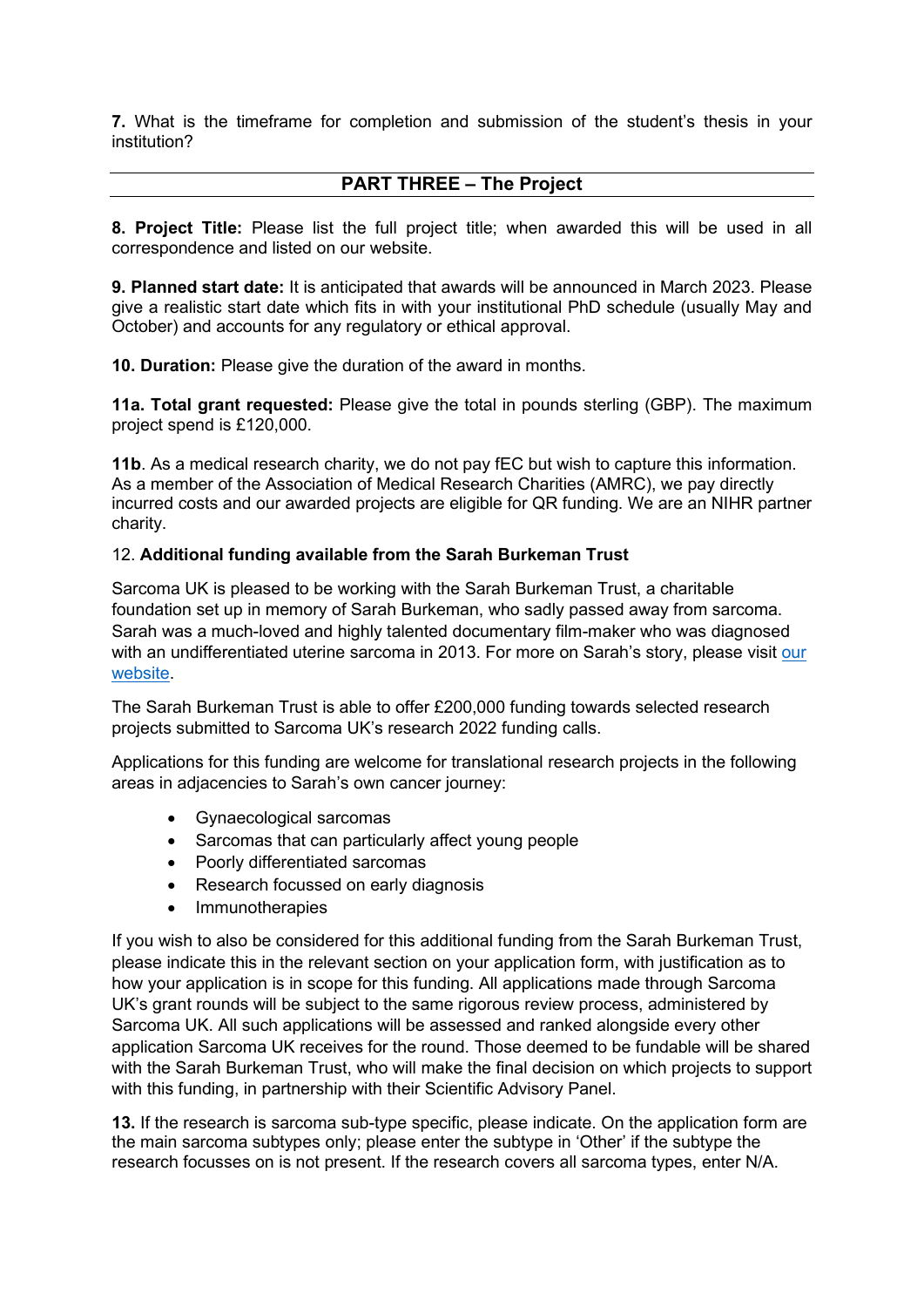**7.** What is the timeframe for completion and submission of the student's thesis in your institution?

## PART THREE – The Project

**8. Project Title:** Please list the full project title; when awarded this will be used in all correspondence and listed on our website.

**9. Planned start date:** It is anticipated that awards will be announced in March 2023. Please give a realistic start date which fits in with your institutional PhD schedule (usually May and October) and accounts for any regulatory or ethical approval.

**10. Duration:** Please give the duration of the award in months.

**11a. Total grant requested:** Please give the total in pounds sterling (GBP). The maximum project spend is £120,000.

**11b**. As a medical research charity, we do not pay fEC but wish to capture this information. As a member of the Association of Medical Research Charities (AMRC), we pay directly incurred costs and our awarded projects are eligible for QR funding. We are an NIHR partner charity.

12. **Additional funding available from the Sarah Burkeman Trust**

Sarcoma UK is pleased to be working with the Sarah Burkeman Trust, a charitable foundation set up in memory of Sarah Burkeman, who sadly passed away from sarcoma. Sarah was a much-loved and highly talented documentary film-maker who was diagnosed with an undifferentiated uterine sarcoma in 2013. For more on Sarah's story, please visit our website.

The Sarah Burkeman Trust is able to offer £200,000 funding towards selected research projects submitted to Sarcoma UK's research 2022 funding calls.

Applications for this funding are welcome for translational research projects in the following areas in adjacencies to Sarah's own cancer journey:

- Gynaecological sarcomas
- Sarcomas that can particularly affect young people
- Poorly differentiated sarcomas
- Research focussed on early diagnosis
- Immunotherapies

If you wish to also be considered for this additional funding from the Sarah Burkeman Trust, please indicate this in the relevant section on your application form, with justification as to how your application is in scope for this funding. All applications made through Sarcoma UK's grant rounds will be subject to the same rigorous review process, administered by Sarcoma UK. All such applications will be assessed and ranked alongside every other application Sarcoma UK receives for the round. Those deemed to be fundable will be shared with the Sarah Burkeman Trust, who will make the final decision on which projects to support with this funding, in partnership with their Scientific Advisory Panel.

**13.** If the research is sarcoma sub-type specific, please indicate. On the application form are the main sarcoma subtypes only; please enter the subtype in 'Other' if the subtype the research focusses on is not present. If the research covers all sarcoma types, enter N/A.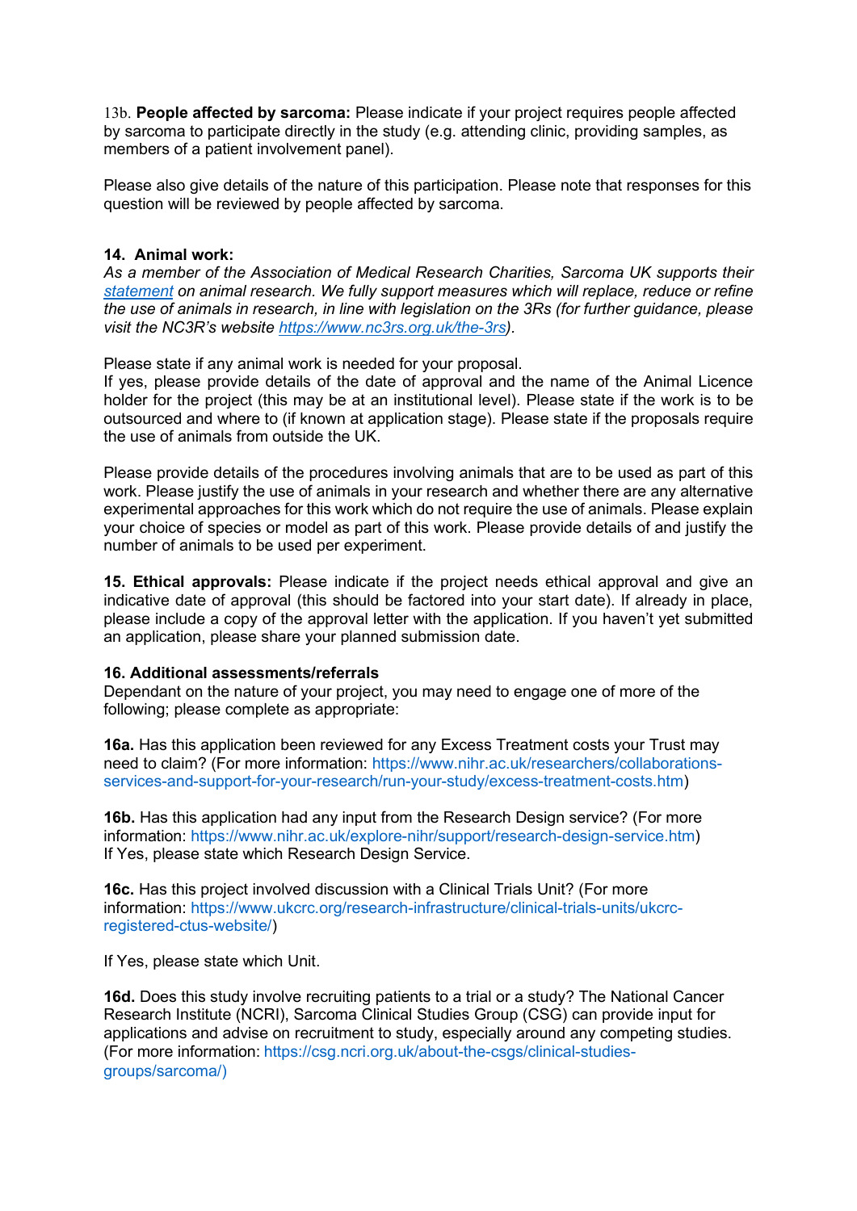13b. **People affected by sarcoma:** Please indicate if your project requires people affected by sarcoma to participate directly in the study (e.g. attending clinic, providing samples, as members of a patient involvement panel).

Please also give details of the nature of this participation. Please note that responses for this question will be reviewed by people affected by sarcoma.

**14. Animal work:**

*As a member of the Association of Medical Research Charities, Sarcoma UK supports their statement on animal research. We fully support measures which will replace, reduce or refine the use of animals in research, in line with legislation on the 3Rs (for further guidance, please visit the NC3R's website https://www.nc3rs.org.uk/the-3rs).*

Please state if any animal work is needed for your proposal.
If yes, please provide details of the date of approval and the name of the Animal Licence holder for the project (this may be at an institutional level). Please state if the work is to be outsourced and where to (if known at application stage). Please state if the proposals require the use of animals from outside the UK.

Please provide details of the procedures involving animals that are to be used as part of this work. Please justify the use of animals in your research and whether there are any alternative experimental approaches for this work which do not require the use of animals. Please explain your choice of species or model as part of this work. Please provide details of and justify the number of animals to be used per experiment.

**15. Ethical approvals:** Please indicate if the project needs ethical approval and give an indicative date of approval (this should be factored into your start date). If already in place, please include a copy of the approval letter with the application. If you haven't yet submitted an application, please share your planned submission date.

**16. Additional assessments/referrals**

Dependant on the nature of your project, you may need to engage one of more of the following; please complete as appropriate:

**16a.** Has this application been reviewed for any Excess Treatment costs your Trust may need to claim? (For more information: https://www.nihr.ac.uk/researchers/collaborations-services-and-support-for-your-research/run-your-study/excess-treatment-costs.htm)

**16b.** Has this application had any input from the Research Design service? (For more information: https://www.nihr.ac.uk/explore-nihr/support/research-design-service.htm)
If Yes, please state which Research Design Service.

**16c.** Has this project involved discussion with a Clinical Trials Unit? (For more information: https://www.ukcrc.org/research-infrastructure/clinical-trials-units/ukcrc-registered-ctus-website/)

If Yes, please state which Unit.

**16d.** Does this study involve recruiting patients to a trial or a study? The National Cancer Research Institute (NCRI), Sarcoma Clinical Studies Group (CSG) can provide input for applications and advise on recruitment to study, especially around any competing studies. (For more information: https://csg.ncri.org.uk/about-the-csgs/clinical-studies-groups/sarcoma/)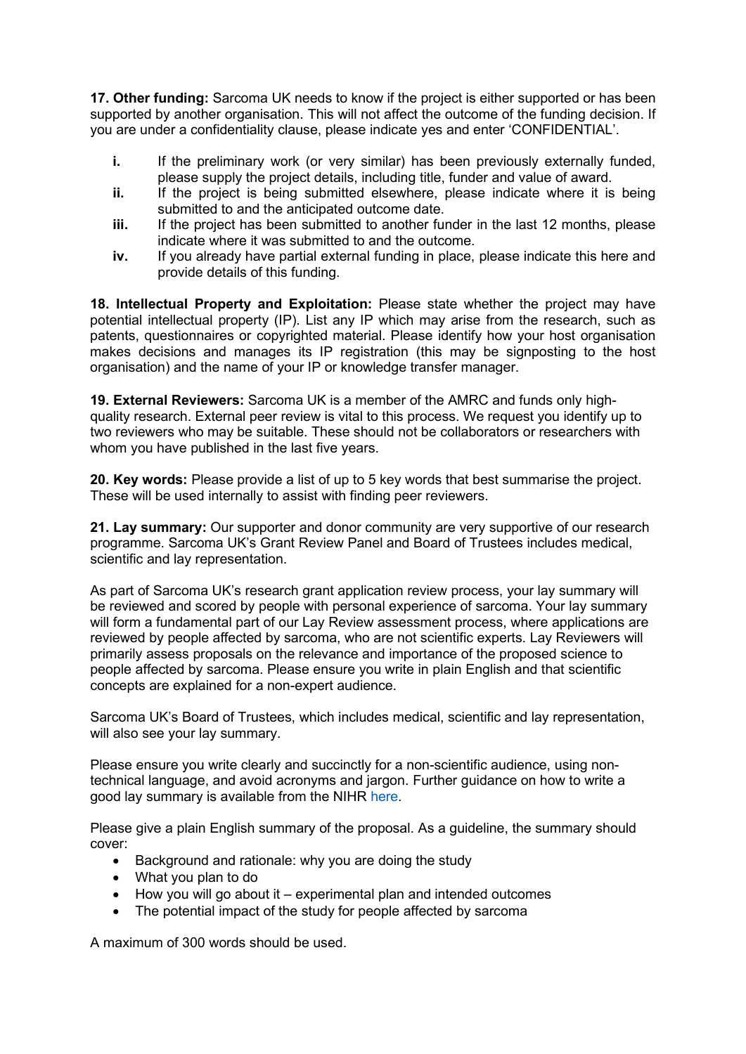**17. Other funding:** Sarcoma UK needs to know if the project is either supported or has been supported by another organisation. This will not affect the outcome of the funding decision. If you are under a confidentiality clause, please indicate yes and enter 'CONFIDENTIAL'.

- **i.** If the preliminary work (or very similar) has been previously externally funded, please supply the project details, including title, funder and value of award.
- **ii.** If the project is being submitted elsewhere, please indicate where it is being submitted to and the anticipated outcome date.
- **iii.** If the project has been submitted to another funder in the last 12 months, please indicate where it was submitted to and the outcome.
- **iv.** If you already have partial external funding in place, please indicate this here and provide details of this funding.

**18. Intellectual Property and Exploitation:** Please state whether the project may have potential intellectual property (IP). List any IP which may arise from the research, such as patents, questionnaires or copyrighted material. Please identify how your host organisation makes decisions and manages its IP registration (this may be signposting to the host organisation) and the name of your IP or knowledge transfer manager.

**19. External Reviewers:** Sarcoma UK is a member of the AMRC and funds only high-quality research. External peer review is vital to this process. We request you identify up to two reviewers who may be suitable. These should not be collaborators or researchers with whom you have published in the last five years.

**20. Key words:** Please provide a list of up to 5 key words that best summarise the project. These will be used internally to assist with finding peer reviewers.

**21. Lay summary:** Our supporter and donor community are very supportive of our research programme. Sarcoma UK's Grant Review Panel and Board of Trustees includes medical, scientific and lay representation.

As part of Sarcoma UK's research grant application review process, your lay summary will be reviewed and scored by people with personal experience of sarcoma. Your lay summary will form a fundamental part of our Lay Review assessment process, where applications are reviewed by people affected by sarcoma, who are not scientific experts. Lay Reviewers will primarily assess proposals on the relevance and importance of the proposed science to people affected by sarcoma. Please ensure you write in plain English and that scientific concepts are explained for a non-expert audience.

Sarcoma UK's Board of Trustees, which includes medical, scientific and lay representation, will also see your lay summary.

Please ensure you write clearly and succinctly for a non-scientific audience, using non-technical language, and avoid acronyms and jargon. Further guidance on how to write a good lay summary is available from the NIHR here.

Please give a plain English summary of the proposal. As a guideline, the summary should cover:

- Background and rationale: why you are doing the study
- What you plan to do
- How you will go about it – experimental plan and intended outcomes
- The potential impact of the study for people affected by sarcoma

A maximum of 300 words should be used.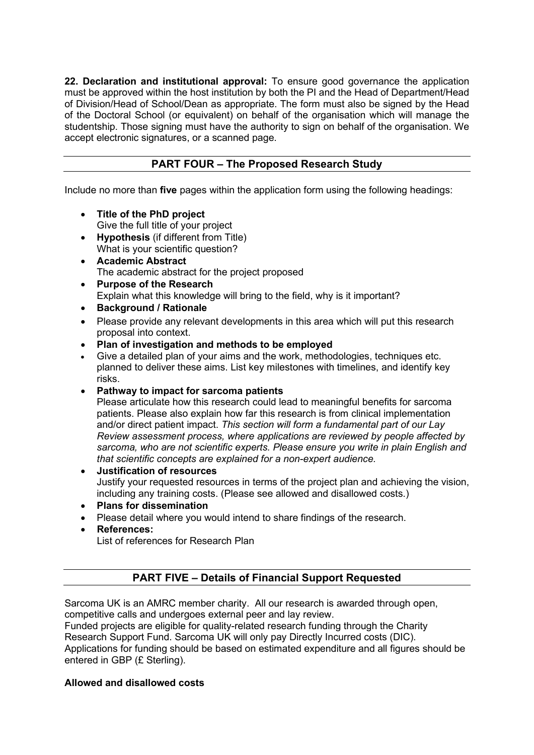**22. Declaration and institutional approval:** To ensure good governance the application must be approved within the host institution by both the PI and the Head of Department/Head of Division/Head of School/Dean as appropriate. The form must also be signed by the Head of the Doctoral School (or equivalent) on behalf of the organisation which will manage the studentship. Those signing must have the authority to sign on behalf of the organisation. We accept electronic signatures, or a scanned page.

## PART FOUR – The Proposed Research Study

Include no more than **five** pages within the application form using the following headings:

- **Title of the PhD project**
  Give the full title of your project
- **Hypothesis** (if different from Title)
  What is your scientific question?
- **Academic Abstract**
  The academic abstract for the project proposed
- **Purpose of the Research**
  Explain what this knowledge will bring to the field, why is it important?
- **Background / Rationale**
- Please provide any relevant developments in this area which will put this research proposal into context.
- **Plan of investigation and methods to be employed**
- Give a detailed plan of your aims and the work, methodologies, techniques etc. planned to deliver these aims. List key milestones with timelines, and identify key risks.
- **Pathway to impact for sarcoma patients**
  Please articulate how this research could lead to meaningful benefits for sarcoma patients. Please also explain how far this research is from clinical implementation and/or direct patient impact. *This section will form a fundamental part of our Lay Review assessment process, where applications are reviewed by people affected by sarcoma, who are not scientific experts. Please ensure you write in plain English and that scientific concepts are explained for a non-expert audience.*
- **Justification of resources**
  Justify your requested resources in terms of the project plan and achieving the vision, including any training costs. (Please see allowed and disallowed costs.)
- **Plans for dissemination**
- Please detail where you would intend to share findings of the research.
- **References:**
  List of references for Research Plan

## PART FIVE – Details of Financial Support Requested

Sarcoma UK is an AMRC member charity. All our research is awarded through open, competitive calls and undergoes external peer and lay review.
Funded projects are eligible for quality-related research funding through the Charity Research Support Fund. Sarcoma UK will only pay Directly Incurred costs (DIC).
Applications for funding should be based on estimated expenditure and all figures should be entered in GBP (£ Sterling).

**Allowed and disallowed costs**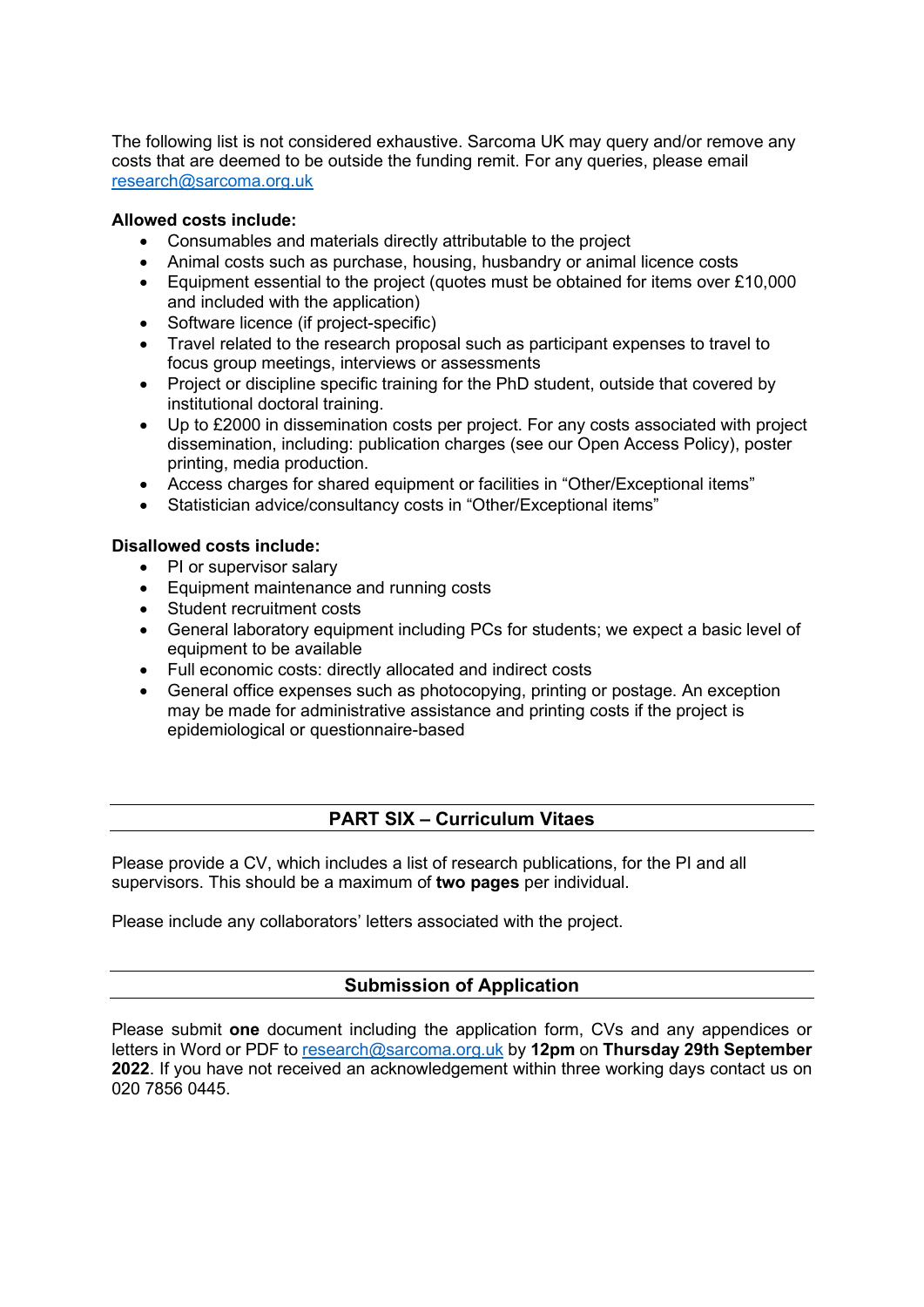The following list is not considered exhaustive. Sarcoma UK may query and/or remove any costs that are deemed to be outside the funding remit. For any queries, please email research@sarcoma.org.uk

**Allowed costs include:**

- Consumables and materials directly attributable to the project
- Animal costs such as purchase, housing, husbandry or animal licence costs
- Equipment essential to the project (quotes must be obtained for items over £10,000 and included with the application)
- Software licence (if project-specific)
- Travel related to the research proposal such as participant expenses to travel to focus group meetings, interviews or assessments
- Project or discipline specific training for the PhD student, outside that covered by institutional doctoral training.
- Up to £2000 in dissemination costs per project. For any costs associated with project dissemination, including: publication charges (see our Open Access Policy), poster printing, media production.
- Access charges for shared equipment or facilities in "Other/Exceptional items"
- Statistician advice/consultancy costs in "Other/Exceptional items"

**Disallowed costs include:**

- PI or supervisor salary
- Equipment maintenance and running costs
- Student recruitment costs
- General laboratory equipment including PCs for students; we expect a basic level of equipment to be available
- Full economic costs: directly allocated and indirect costs
- General office expenses such as photocopying, printing or postage. An exception may be made for administrative assistance and printing costs if the project is epidemiological or questionnaire-based

## PART SIX – Curriculum Vitaes

Please provide a CV, which includes a list of research publications, for the PI and all supervisors. This should be a maximum of **two pages** per individual.

Please include any collaborators' letters associated with the project.

## Submission of Application

Please submit **one** document including the application form, CVs and any appendices or letters in Word or PDF to research@sarcoma.org.uk by **12pm** on **Thursday 29th September 2022**. If you have not received an acknowledgement within three working days contact us on 020 7856 0445.